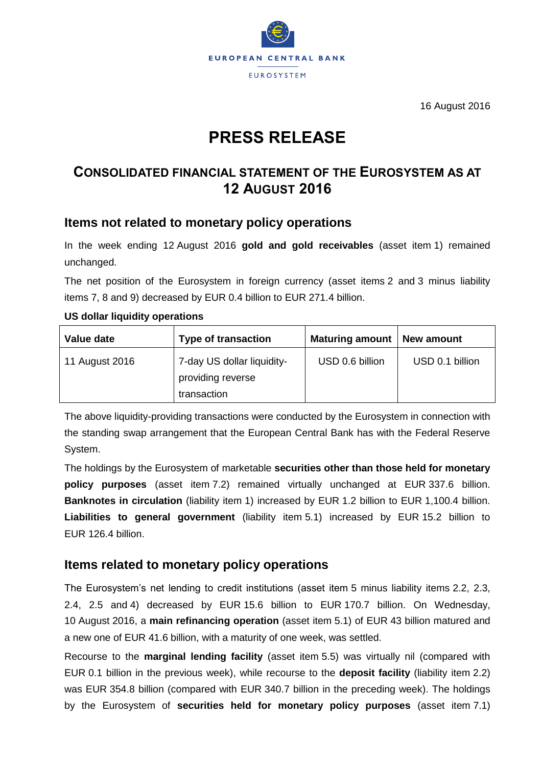EUROPEAN CENTRAL BANK

EUROSYSTEM

16 August 2016

# PRESS RELEASE

## CONSOLIDATED FINANCIAL STATEMENT OF THE EUROSYSTEM AS AT 12 AUGUST 2016

### Items not related to monetary policy operations

In the week ending 12 August 2016 **gold and gold receivables** (asset item 1) remained unchanged.

The net position of the Eurosystem in foreign currency (asset items 2 and 3 minus liability items 7, 8 and 9) decreased by EUR 0.4 billion to EUR 271.4 billion.

**US dollar liquidity operations**

| Value date | Type of transaction | Maturing amount | New amount |
|---|---|---|---|
| 11 August 2016 | 7-day US dollar liquidity-providing reverse transaction | USD 0.6 billion | USD 0.1 billion |

The above liquidity-providing transactions were conducted by the Eurosystem in connection with the standing swap arrangement that the European Central Bank has with the Federal Reserve System.

The holdings by the Eurosystem of marketable **securities other than those held for monetary policy purposes** (asset item 7.2) remained virtually unchanged at EUR 337.6 billion. **Banknotes in circulation** (liability item 1) increased by EUR 1.2 billion to EUR 1,100.4 billion. **Liabilities to general government** (liability item 5.1) increased by EUR 15.2 billion to EUR 126.4 billion.

### Items related to monetary policy operations

The Eurosystem's net lending to credit institutions (asset item 5 minus liability items 2.2, 2.3, 2.4, 2.5 and 4) decreased by EUR 15.6 billion to EUR 170.7 billion. On Wednesday, 10 August 2016, a **main refinancing operation** (asset item 5.1) of EUR 43 billion matured and a new one of EUR 41.6 billion, with a maturity of one week, was settled.

Recourse to the **marginal lending facility** (asset item 5.5) was virtually nil (compared with EUR 0.1 billion in the previous week), while recourse to the **deposit facility** (liability item 2.2) was EUR 354.8 billion (compared with EUR 340.7 billion in the preceding week). The holdings by the Eurosystem of **securities held for monetary policy purposes** (asset item 7.1)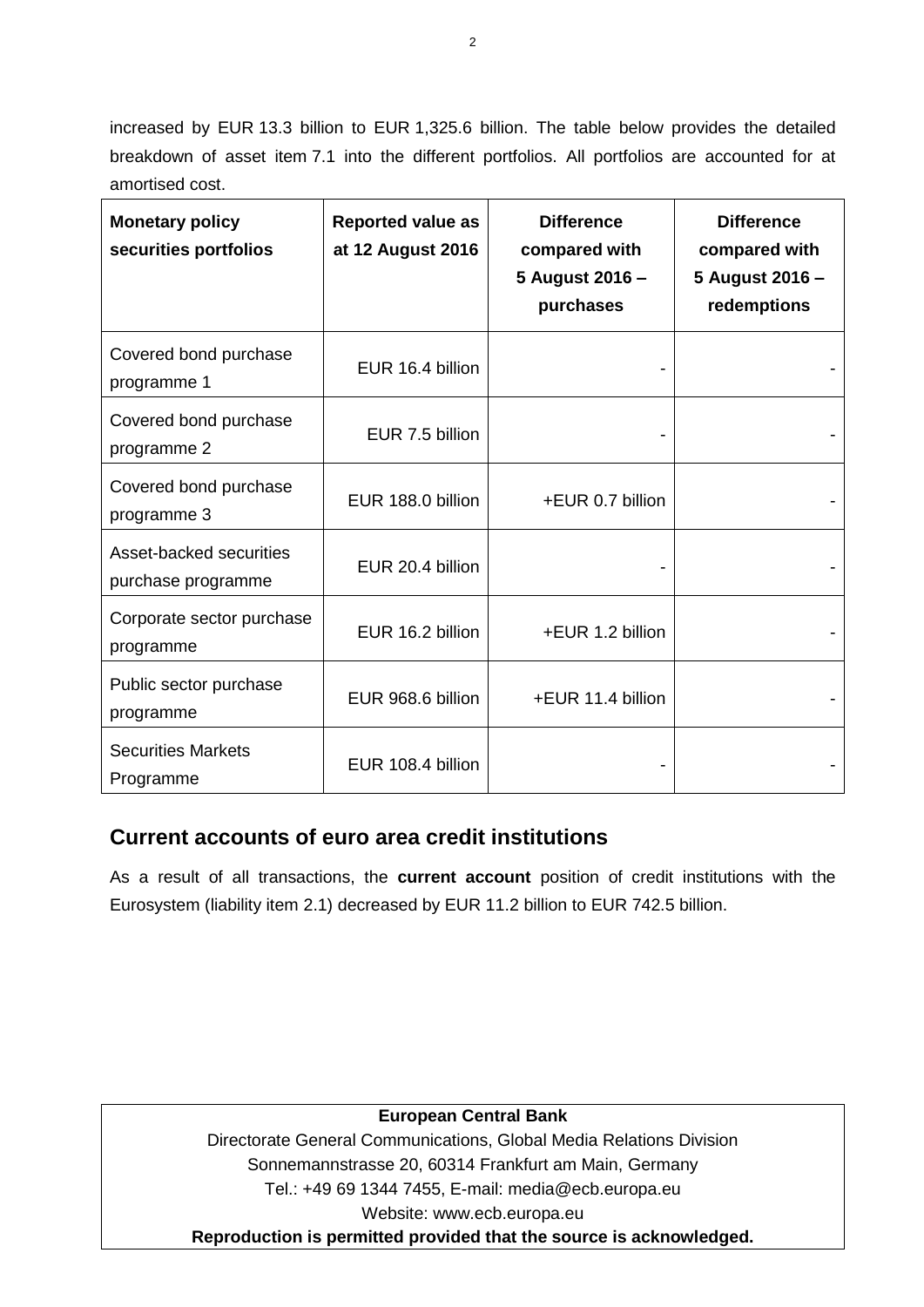increased by EUR 13.3 billion to EUR 1,325.6 billion. The table below provides the detailed breakdown of asset item 7.1 into the different portfolios. All portfolios are accounted for at amortised cost.

| **Monetary policy securities portfolios** | **Reported value as at 12 August 2016** | **Difference compared with 5 August 2016 – purchases** | **Difference compared with 5 August 2016 – redemptions** |
|---|---|---|---|
| Covered bond purchase programme 1 | EUR 16.4 billion | - | - |
| Covered bond purchase programme 2 | EUR 7.5 billion | - | - |
| Covered bond purchase programme 3 | EUR 188.0 billion | +EUR 0.7 billion | - |
| Asset-backed securities purchase programme | EUR 20.4 billion | - | - |
| Corporate sector purchase programme | EUR 16.2 billion | +EUR 1.2 billion | - |
| Public sector purchase programme | EUR 968.6 billion | +EUR 11.4 billion | - |
| Securities Markets Programme | EUR 108.4 billion | - | - |

## Current accounts of euro area credit institutions

As a result of all transactions, the **current account** position of credit institutions with the Eurosystem (liability item 2.1) decreased by EUR 11.2 billion to EUR 742.5 billion.

**European Central Bank**
Directorate General Communications, Global Media Relations Division
Sonnemannstrasse 20, 60314 Frankfurt am Main, Germany
Tel.: +49 69 1344 7455, E-mail: media@ecb.europa.eu
Website: www.ecb.europa.eu
**Reproduction is permitted provided that the source is acknowledged.**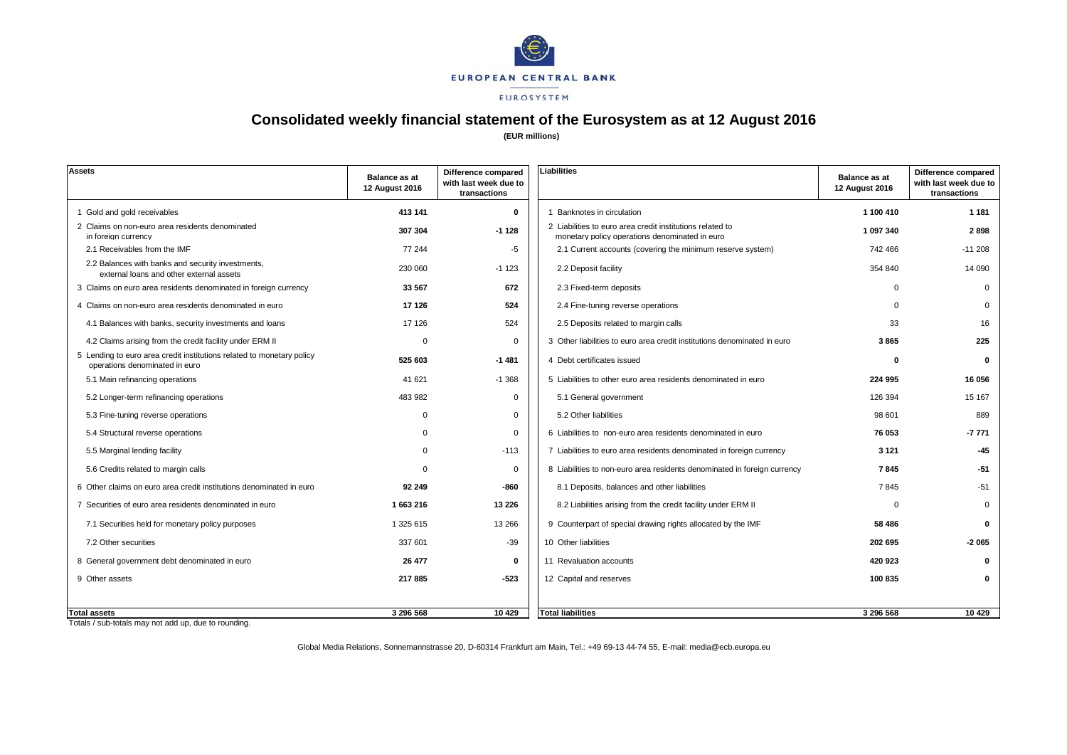EUROPEAN CENTRAL BANK

EUROSYSTEM

# Consolidated weekly financial statement of the Eurosystem as at 12 August 2016

**(EUR millions)**

| Assets | Balance as at 12 August 2016 | Difference compared with last week due to transactions | Liabilities | Balance as at 12 August 2016 | Difference compared with last week due to transactions |
|---|---|---|---|---|---|
| 1 Gold and gold receivables | **413 141** | **0** | 1 Banknotes in circulation | **1 100 410** | **1 181** |
| 2 Claims on non-euro area residents denominated in foreign currency | **307 304** | **-1 128** | 2 Liabilities to euro area credit institutions related to monetary policy operations denominated in euro | **1 097 340** | **2 898** |
| 2.1 Receivables from the IMF | 77 244 | -5 | 2.1 Current accounts (covering the minimum reserve system) | 742 466 | -11 208 |
| 2.2 Balances with banks and security investments, external loans and other external assets | 230 060 | -1 123 | 2.2 Deposit facility | 354 840 | 14 090 |
| 3 Claims on euro area residents denominated in foreign currency | **33 567** | **672** | 2.3 Fixed-term deposits | 0 | 0 |
| 4 Claims on non-euro area residents denominated in euro | **17 126** | **524** | 2.4 Fine-tuning reverse operations | 0 | 0 |
| 4.1 Balances with banks, security investments and loans | 17 126 | 524 | 2.5 Deposits related to margin calls | 33 | 16 |
| 4.2 Claims arising from the credit facility under ERM II | 0 | 0 | 3 Other liabilities to euro area credit institutions denominated in euro | **3 865** | **225** |
| 5 Lending to euro area credit institutions related to monetary policy operations denominated in euro | **525 603** | **-1 481** | 4 Debt certificates issued | **0** | **0** |
| 5.1 Main refinancing operations | 41 621 | -1 368 | 5 Liabilities to other euro area residents denominated in euro | **224 995** | **16 056** |
| 5.2 Longer-term refinancing operations | 483 982 | 0 | 5.1 General government | 126 394 | 15 167 |
| 5.3 Fine-tuning reverse operations | 0 | 0 | 5.2 Other liabilities | 98 601 | 889 |
| 5.4 Structural reverse operations | 0 | 0 | 6 Liabilities to non-euro area residents denominated in euro | **76 053** | **-7 771** |
| 5.5 Marginal lending facility | 0 | -113 | 7 Liabilities to euro area residents denominated in foreign currency | **3 121** | **-45** |
| 5.6 Credits related to margin calls | 0 | 0 | 8 Liabilities to non-euro area residents denominated in foreign currency | **7 845** | **-51** |
| 6 Other claims on euro area credit institutions denominated in euro | **92 249** | **-860** | 8.1 Deposits, balances and other liabilities | 7 845 | -51 |
| 7 Securities of euro area residents denominated in euro | **1 663 216** | **13 226** | 8.2 Liabilities arising from the credit facility under ERM II | 0 | 0 |
| 7.1 Securities held for monetary policy purposes | 1 325 615 | 13 266 | 9 Counterpart of special drawing rights allocated by the IMF | **58 486** | **0** |
| 7.2 Other securities | 337 601 | -39 | 10 Other liabilities | **202 695** | **-2 065** |
| 8 General government debt denominated in euro | **26 477** | **0** | 11 Revaluation accounts | **420 923** | **0** |
| 9 Other assets | **217 885** | **-523** | 12 Capital and reserves | **100 835** | **0** |
| **Total assets** | **3 296 568** | **10 429** | **Total liabilities** | **3 296 568** | **10 429** |

Totals / sub-totals may not add up, due to rounding.

Global Media Relations, Sonnemannstrasse 20, D-60314 Frankfurt am Main, Tel.: +49 69-13 44-74 55, E-mail: media@ecb.europa.eu